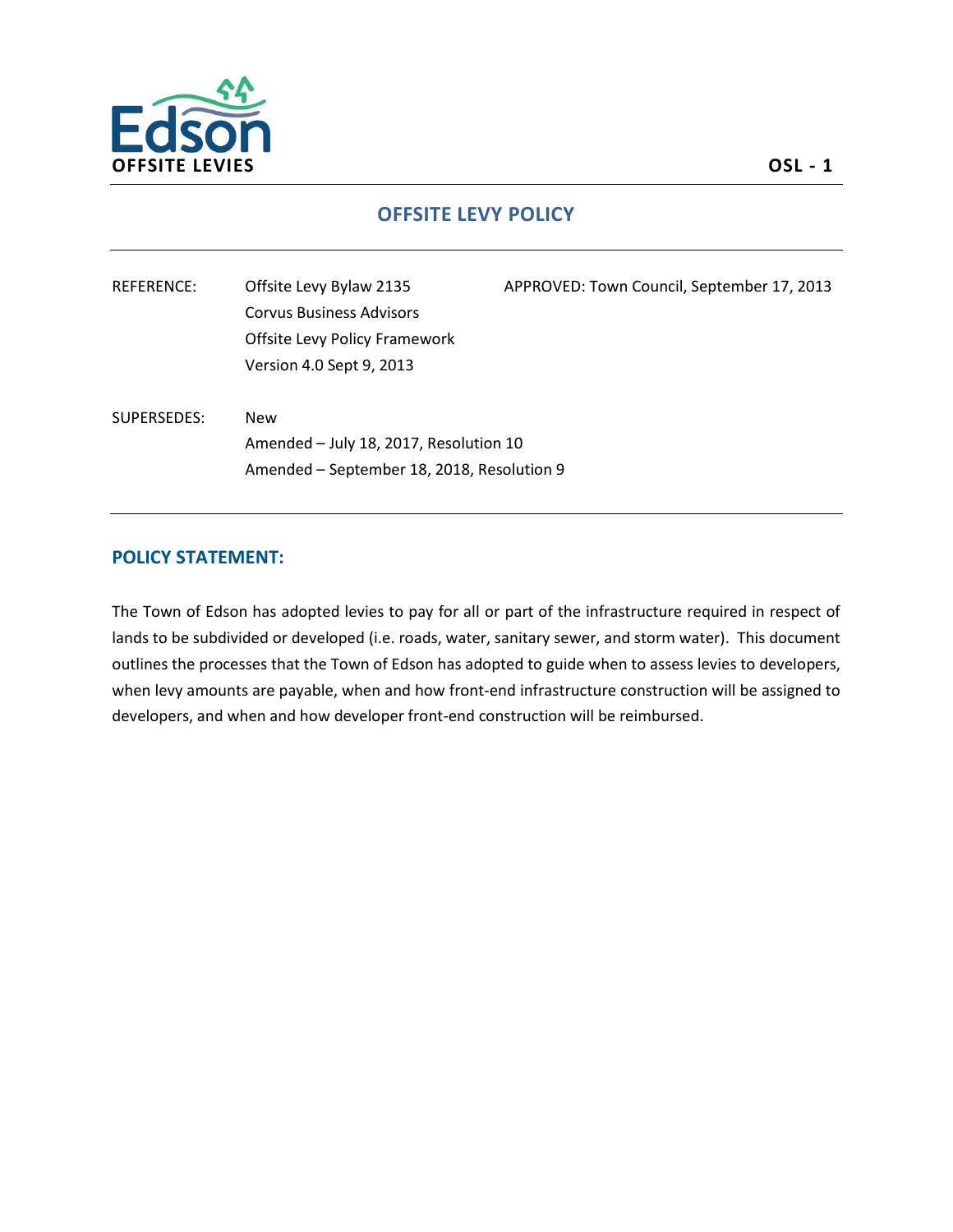**OFFSITE LEVIES**

**OSL - 1**

# OFFSITE LEVY POLICY

| | | |
|---|---|---|
| REFERENCE: | Offsite Levy Bylaw 2135<br>Corvus Business Advisors<br>Offsite Levy Policy Framework<br>Version 4.0 Sept 9, 2013 | APPROVED: Town Council, September 17, 2013 |
| SUPERSEDES: | New<br>Amended – July 18, 2017, Resolution 10<br>Amended – September 18, 2018, Resolution 9 | |

## POLICY STATEMENT:

The Town of Edson has adopted levies to pay for all or part of the infrastructure required in respect of lands to be subdivided or developed (i.e. roads, water, sanitary sewer, and storm water). This document outlines the processes that the Town of Edson has adopted to guide when to assess levies to developers, when levy amounts are payable, when and how front-end infrastructure construction will be assigned to developers, and when and how developer front-end construction will be reimbursed.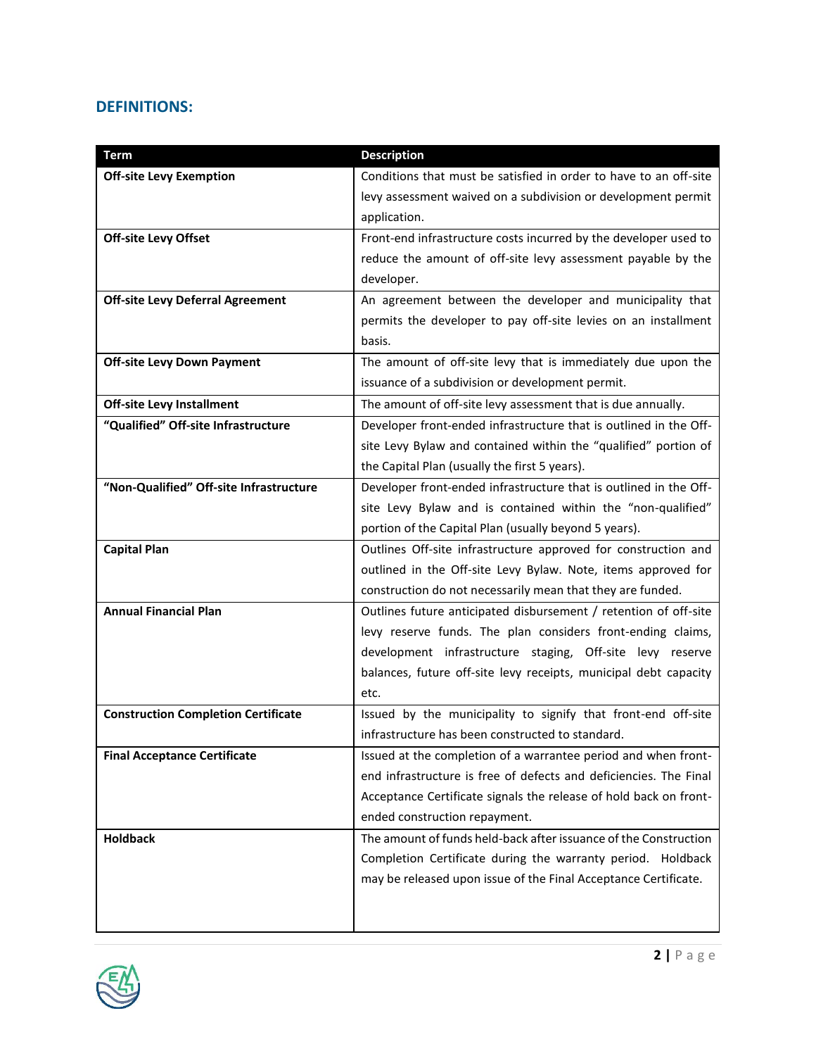## DEFINITIONS:

| Term | Description |
|---|---|
| **Off-site Levy Exemption** | Conditions that must be satisfied in order to have to an off-site levy assessment waived on a subdivision or development permit application. |
| **Off-site Levy Offset** | Front-end infrastructure costs incurred by the developer used to reduce the amount of off-site levy assessment payable by the developer. |
| **Off-site Levy Deferral Agreement** | An agreement between the developer and municipality that permits the developer to pay off-site levies on an installment basis. |
| **Off-site Levy Down Payment** | The amount of off-site levy that is immediately due upon the issuance of a subdivision or development permit. |
| **Off-site Levy Installment** | The amount of off-site levy assessment that is due annually. |
| **"Qualified" Off-site Infrastructure** | Developer front-ended infrastructure that is outlined in the Off-site Levy Bylaw and contained within the "qualified" portion of the Capital Plan (usually the first 5 years). |
| **"Non-Qualified" Off-site Infrastructure** | Developer front-ended infrastructure that is outlined in the Off-site Levy Bylaw and is contained within the "non-qualified" portion of the Capital Plan (usually beyond 5 years). |
| **Capital Plan** | Outlines Off-site infrastructure approved for construction and outlined in the Off-site Levy Bylaw. Note, items approved for construction do not necessarily mean that they are funded. |
| **Annual Financial Plan** | Outlines future anticipated disbursement / retention of off-site levy reserve funds. The plan considers front-ending claims, development infrastructure staging, Off-site levy reserve balances, future off-site levy receipts, municipal debt capacity etc. |
| **Construction Completion Certificate** | Issued by the municipality to signify that front-end off-site infrastructure has been constructed to standard. |
| **Final Acceptance Certificate** | Issued at the completion of a warrantee period and when front-end infrastructure is free of defects and deficiencies. The Final Acceptance Certificate signals the release of hold back on front-ended construction repayment. |
| **Holdback** | The amount of funds held-back after issuance of the Construction Completion Certificate during the warranty period. Holdback may be released upon issue of the Final Acceptance Certificate. |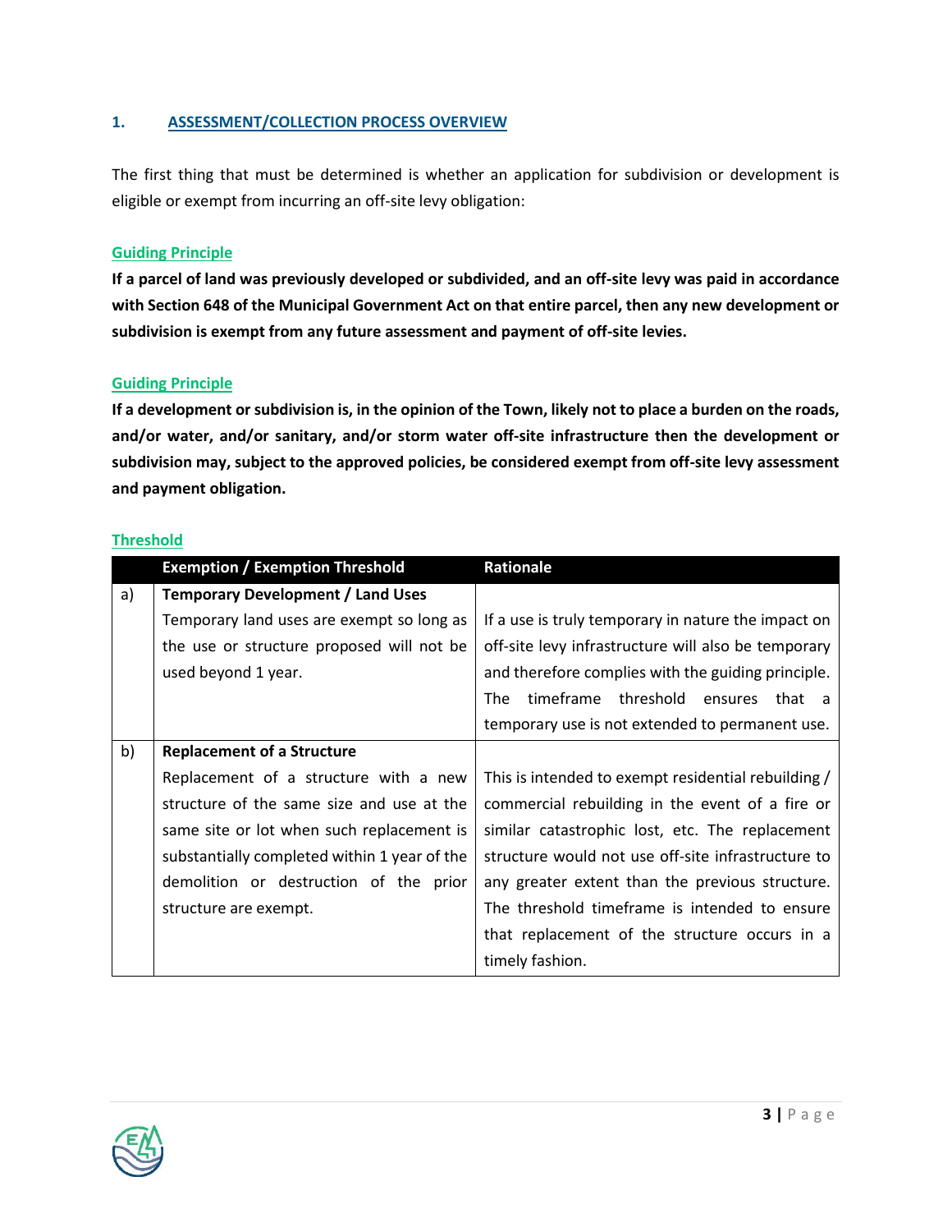## 1. ASSESSMENT/COLLECTION PROCESS OVERVIEW

The first thing that must be determined is whether an application for subdivision or development is eligible or exempt from incurring an off-site levy obligation:

### Guiding Principle

**If a parcel of land was previously developed or subdivided, and an off-site levy was paid in accordance with Section 648 of the Municipal Government Act on that entire parcel, then any new development or subdivision is exempt from any future assessment and payment of off-site levies.**

### Guiding Principle

**If a development or subdivision is, in the opinion of the Town, likely not to place a burden on the roads, and/or water, and/or sanitary, and/or storm water off-site infrastructure then the development or subdivision may, subject to the approved policies, be considered exempt from off-site levy assessment and payment obligation.**

### Threshold

| | Exemption / Exemption Threshold | Rationale |
|---|---|---|
| a) | **Temporary Development / Land Uses**<br>Temporary land uses are exempt so long as the use or structure proposed will not be used beyond 1 year. | If a use is truly temporary in nature the impact on off-site levy infrastructure will also be temporary and therefore complies with the guiding principle. The timeframe threshold ensures that a temporary use is not extended to permanent use. |
| b) | **Replacement of a Structure**<br>Replacement of a structure with a new structure of the same size and use at the same site or lot when such replacement is substantially completed within 1 year of the demolition or destruction of the prior structure are exempt. | This is intended to exempt residential rebuilding / commercial rebuilding in the event of a fire or similar catastrophic lost, etc. The replacement structure would not use off-site infrastructure to any greater extent than the previous structure. The threshold timeframe is intended to ensure that replacement of the structure occurs in a timely fashion. |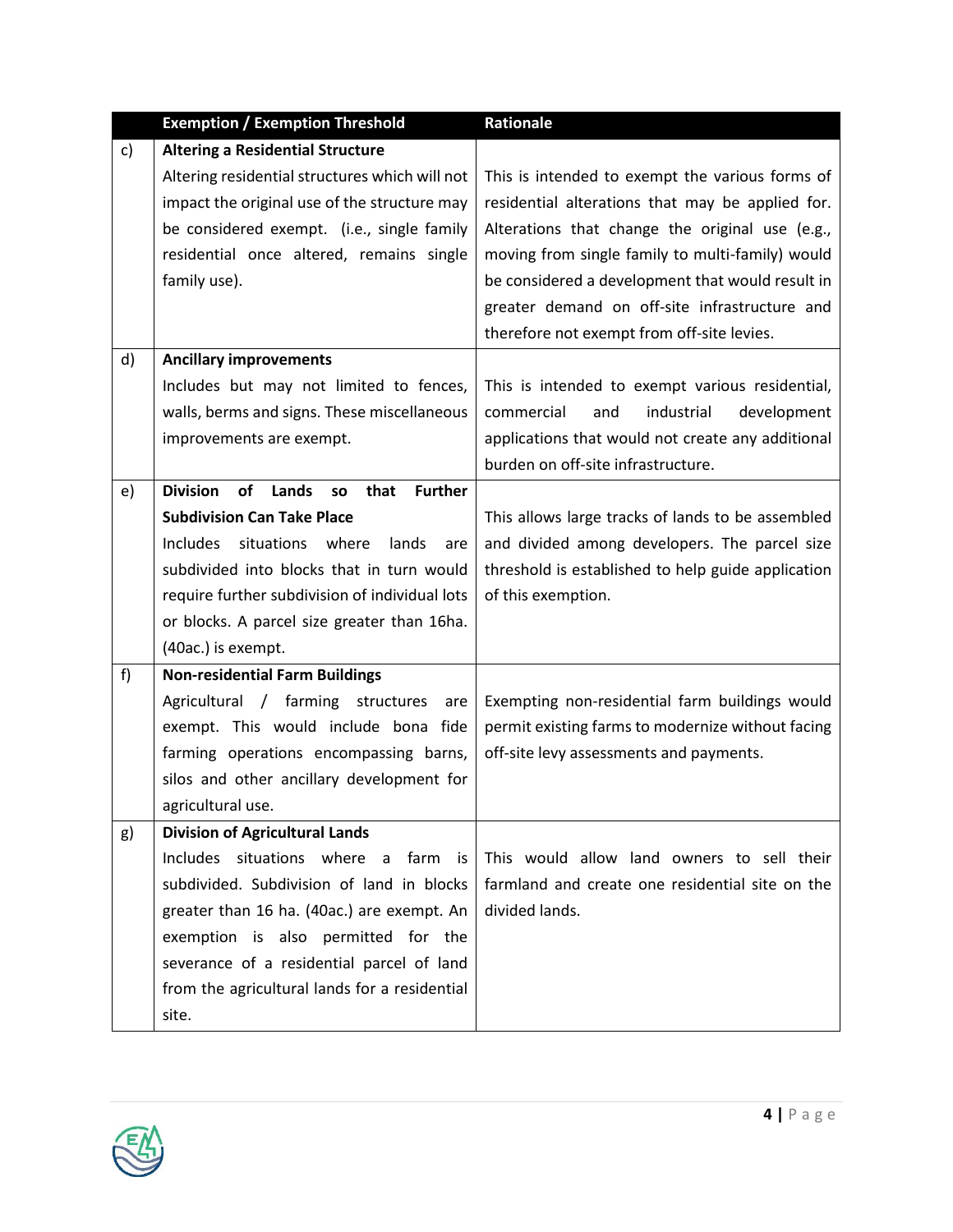| | Exemption / Exemption Threshold | Rationale |
|---|---|---|
| c) | **Altering a Residential Structure**<br>Altering residential structures which will not impact the original use of the structure may be considered exempt. (i.e., single family residential once altered, remains single family use). | This is intended to exempt the various forms of residential alterations that may be applied for. Alterations that change the original use (e.g., moving from single family to multi-family) would be considered a development that would result in greater demand on off-site infrastructure and therefore not exempt from off-site levies. |
| d) | **Ancillary improvements**<br>Includes but may not limited to fences, walls, berms and signs. These miscellaneous improvements are exempt. | This is intended to exempt various residential, commercial and industrial development applications that would not create any additional burden on off-site infrastructure. |
| e) | **Division of Lands so that Further Subdivision Can Take Place**<br>Includes situations where lands are subdivided into blocks that in turn would require further subdivision of individual lots or blocks. A parcel size greater than 16ha. (40ac.) is exempt. | This allows large tracks of lands to be assembled and divided among developers. The parcel size threshold is established to help guide application of this exemption. |
| f) | **Non-residential Farm Buildings**<br>Agricultural / farming structures are exempt. This would include bona fide farming operations encompassing barns, silos and other ancillary development for agricultural use. | Exempting non-residential farm buildings would permit existing farms to modernize without facing off-site levy assessments and payments. |
| g) | **Division of Agricultural Lands**<br>Includes situations where a farm is subdivided. Subdivision of land in blocks greater than 16 ha. (40ac.) are exempt. An exemption is also permitted for the severance of a residential parcel of land from the agricultural lands for a residential site. | This would allow land owners to sell their farmland and create one residential site on the divided lands. |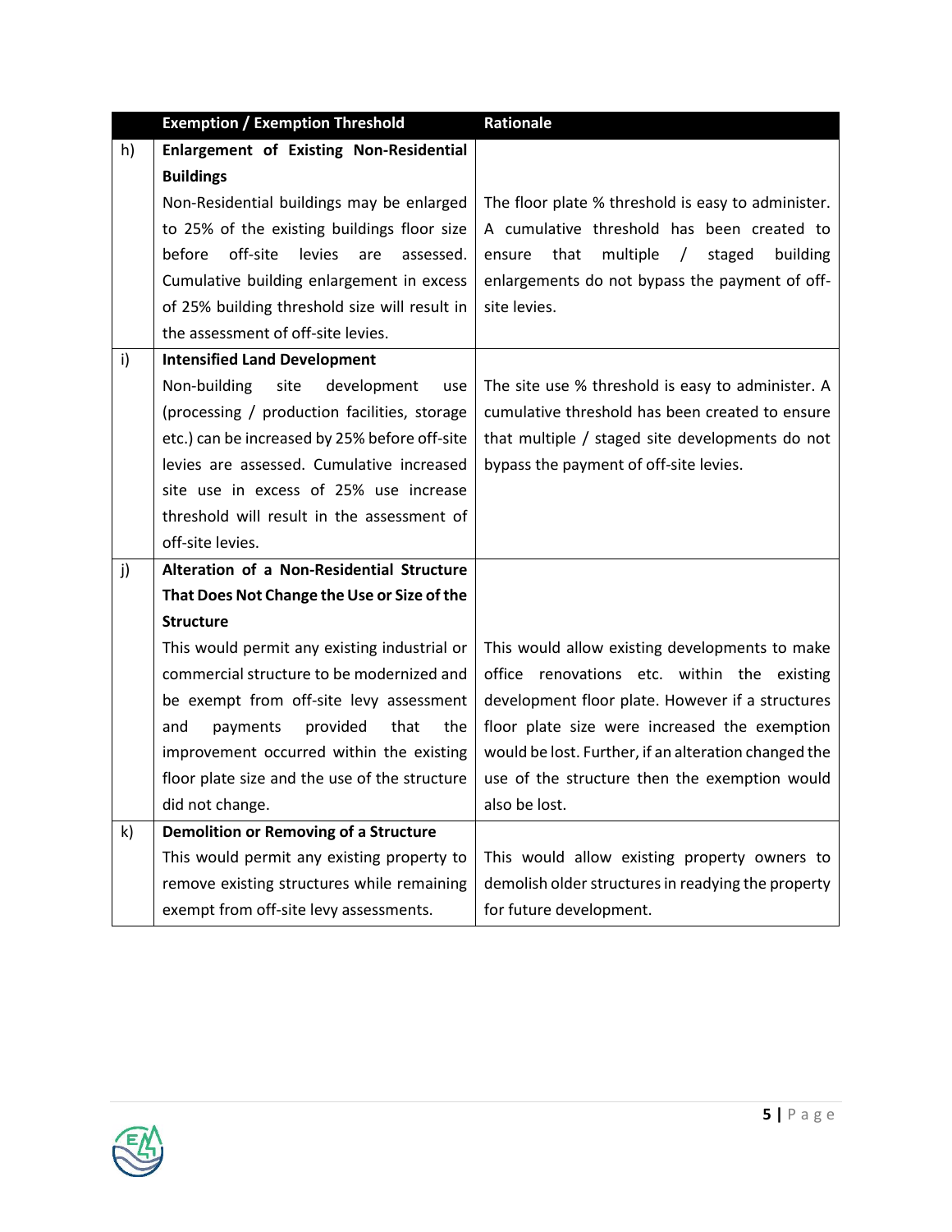| | Exemption / Exemption Threshold | Rationale |
|---|---|---|
| h) | **Enlargement of Existing Non-Residential Buildings**<br>Non-Residential buildings may be enlarged to 25% of the existing buildings floor size before off-site levies are assessed. Cumulative building enlargement in excess of 25% building threshold size will result in the assessment of off-site levies. | The floor plate % threshold is easy to administer. A cumulative threshold has been created to ensure that multiple / staged building enlargements do not bypass the payment of off-site levies. |
| i) | **Intensified Land Development**<br>Non-building site development use (processing / production facilities, storage etc.) can be increased by 25% before off-site levies are assessed. Cumulative increased site use in excess of 25% use increase threshold will result in the assessment of off-site levies. | The site use % threshold is easy to administer. A cumulative threshold has been created to ensure that multiple / staged site developments do not bypass the payment of off-site levies. |
| j) | **Alteration of a Non-Residential Structure That Does Not Change the Use or Size of the Structure**<br>This would permit any existing industrial or commercial structure to be modernized and be exempt from off-site levy assessment and payments provided that the improvement occurred within the existing floor plate size and the use of the structure did not change. | This would allow existing developments to make office renovations etc. within the existing development floor plate. However if a structures floor plate size were increased the exemption would be lost. Further, if an alteration changed the use of the structure then the exemption would also be lost. |
| k) | **Demolition or Removing of a Structure**<br>This would permit any existing property to remove existing structures while remaining exempt from off-site levy assessments. | This would allow existing property owners to demolish older structures in readying the property for future development. |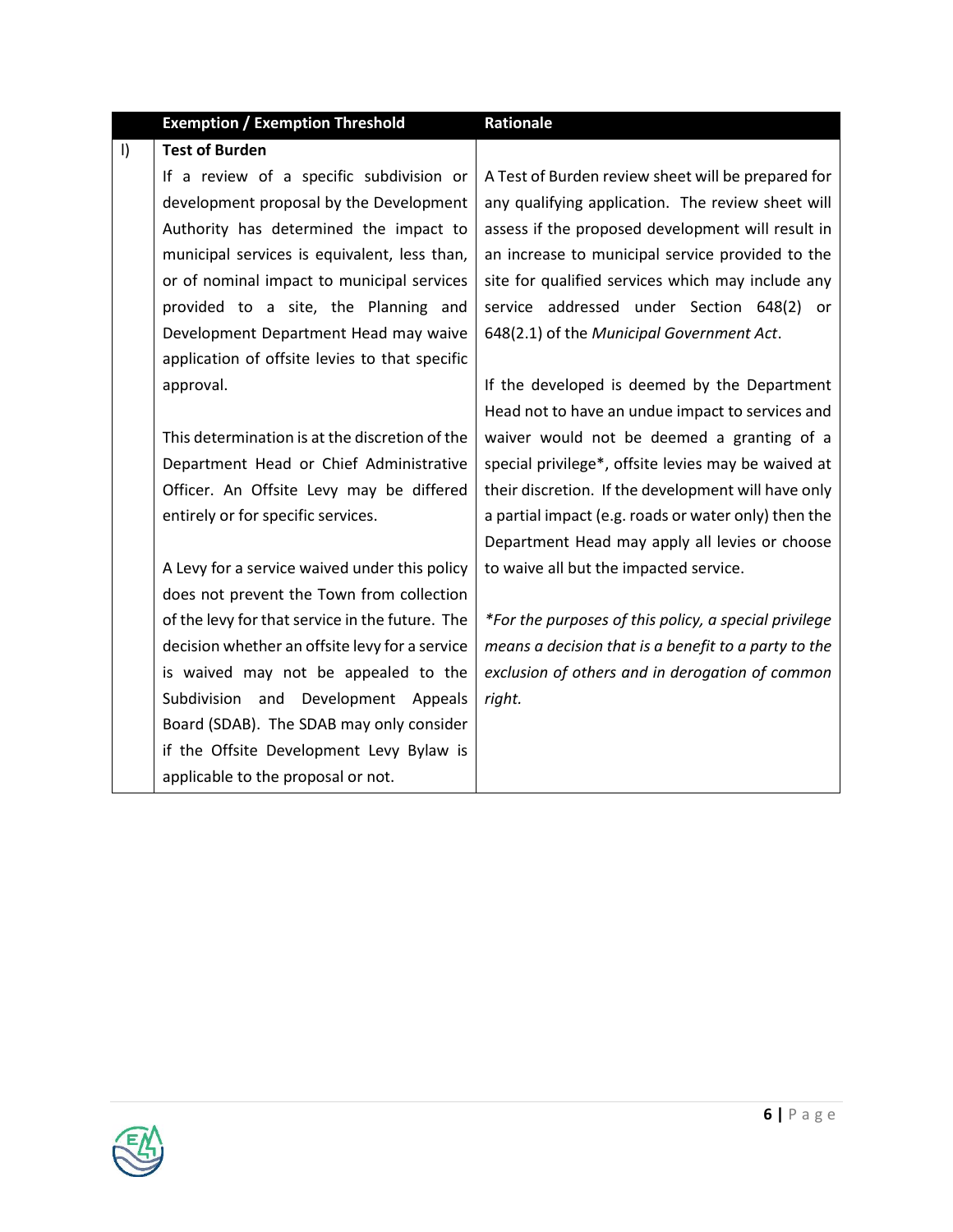| | Exemption / Exemption Threshold | Rationale |
|---|---|---|
| l) | **Test of Burden**<br><br>If a review of a specific subdivision or development proposal by the Development Authority has determined the impact to municipal services is equivalent, less than, or of nominal impact to municipal services provided to a site, the Planning and Development Department Head may waive application of offsite levies to that specific approval.<br><br>This determination is at the discretion of the Department Head or Chief Administrative Officer. An Offsite Levy may be differed entirely or for specific services.<br><br>A Levy for a service waived under this policy does not prevent the Town from collection of the levy for that service in the future. The decision whether an offsite levy for a service is waived may not be appealed to the Subdivision and Development Appeals Board (SDAB). The SDAB may only consider if the Offsite Development Levy Bylaw is applicable to the proposal or not. | A Test of Burden review sheet will be prepared for any qualifying application. The review sheet will assess if the proposed development will result in an increase to municipal service provided to the site for qualified services which may include any service addressed under Section 648(2) or 648(2.1) of the *Municipal Government Act*.<br><br>If the developed is deemed by the Department Head not to have an undue impact to services and waiver would not be deemed a granting of a special privilege*, offsite levies may be waived at their discretion. If the development will have only a partial impact (e.g. roads or water only) then the Department Head may apply all levies or choose to waive all but the impacted service.<br><br>**For the purposes of this policy, a special privilege means a decision that is a benefit to a party to the exclusion of others and in derogation of common right.* |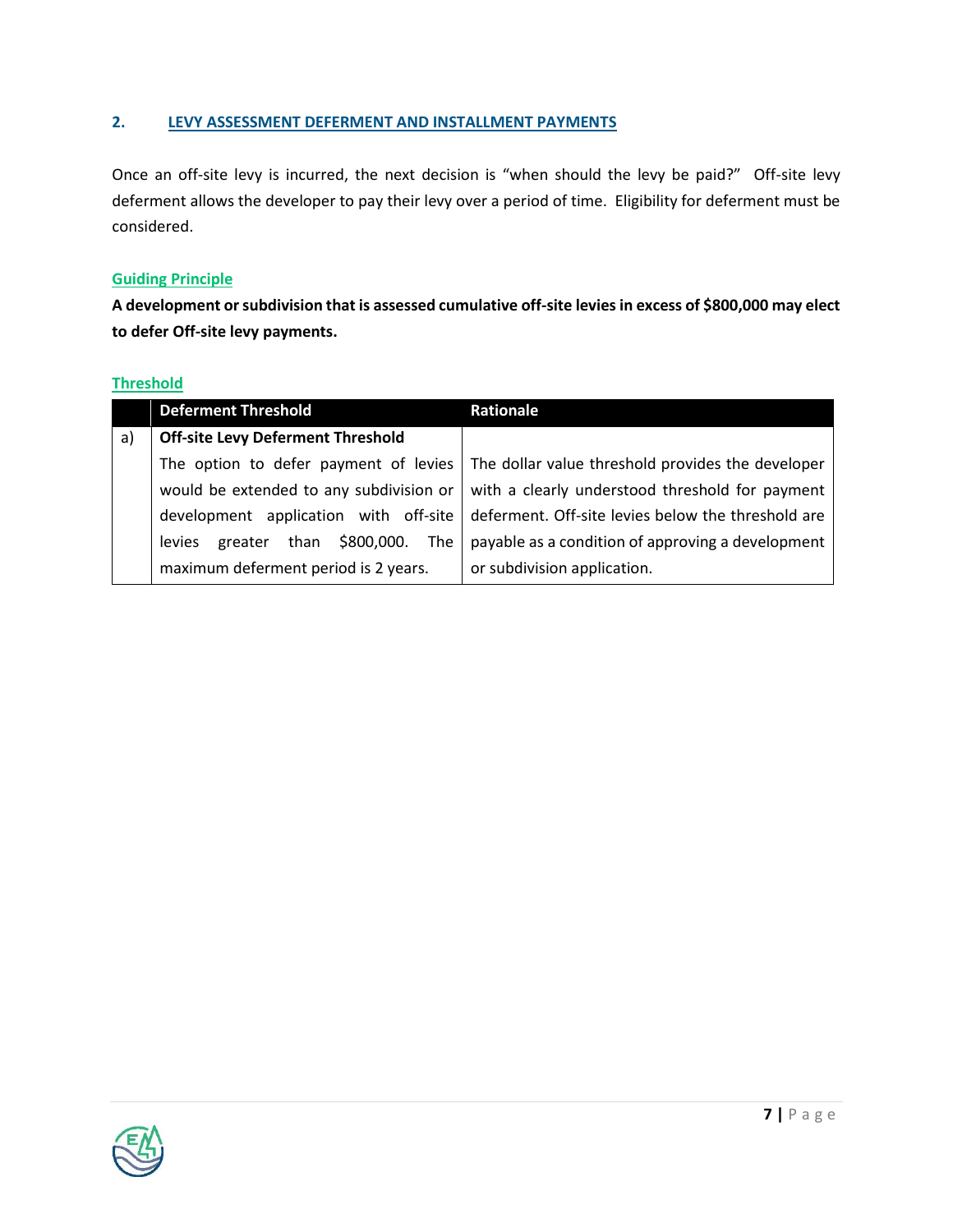## 2. LEVY ASSESSMENT DEFERMENT AND INSTALLMENT PAYMENTS

Once an off-site levy is incurred, the next decision is "when should the levy be paid?" Off-site levy deferment allows the developer to pay their levy over a period of time. Eligibility for deferment must be considered.

### Guiding Principle

**A development or subdivision that is assessed cumulative off-site levies in excess of $800,000 may elect to defer Off-site levy payments.**

### Threshold

| | Deferment Threshold | Rationale |
|---|---|---|
| a) | **Off-site Levy Deferment Threshold**<br>The option to defer payment of levies would be extended to any subdivision or development application with off-site levies greater than $800,000. The maximum deferment period is 2 years. | The dollar value threshold provides the developer with a clearly understood threshold for payment deferment. Off-site levies below the threshold are payable as a condition of approving a development or subdivision application. |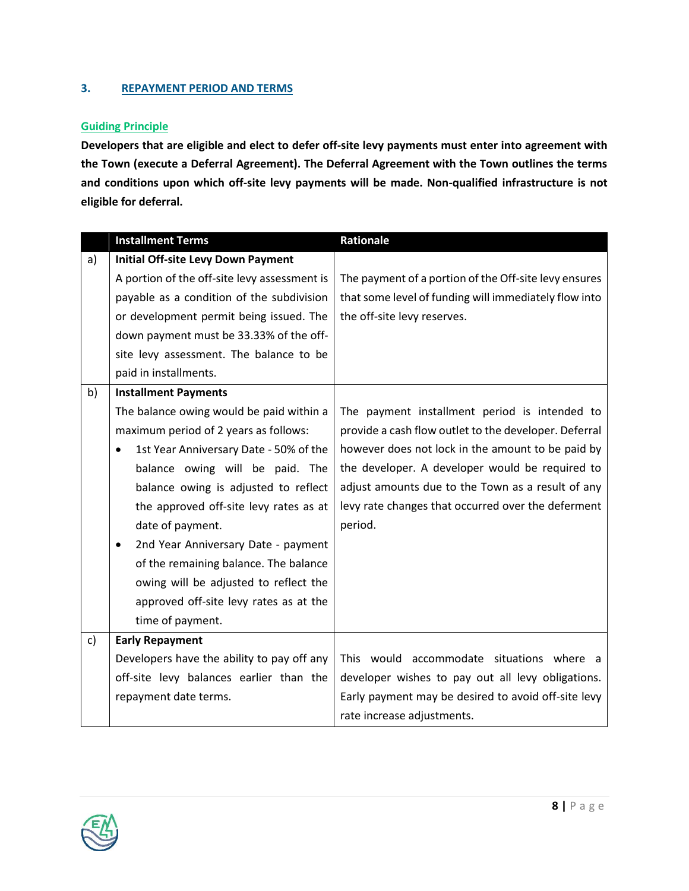## 3. REPAYMENT PERIOD AND TERMS

### Guiding Principle

**Developers that are eligible and elect to defer off-site levy payments must enter into agreement with the Town (execute a Deferral Agreement). The Deferral Agreement with the Town outlines the terms and conditions upon which off-site levy payments will be made. Non-qualified infrastructure is not eligible for deferral.**

| | Installment Terms | Rationale |
|---|---|---|
| a) | **Initial Off-site Levy Down Payment**<br>A portion of the off-site levy assessment is payable as a condition of the subdivision or development permit being issued. The down payment must be 33.33% of the off-site levy assessment. The balance to be paid in installments. | The payment of a portion of the Off-site levy ensures that some level of funding will immediately flow into the off-site levy reserves. |
| b) | **Installment Payments**<br>The balance owing would be paid within a maximum period of 2 years as follows:<br>• 1st Year Anniversary Date - 50% of the balance owing will be paid. The balance owing is adjusted to reflect the approved off-site levy rates as at date of payment.<br>• 2nd Year Anniversary Date - payment of the remaining balance. The balance owing will be adjusted to reflect the approved off-site levy rates as at the time of payment. | The payment installment period is intended to provide a cash flow outlet to the developer. Deferral however does not lock in the amount to be paid by the developer. A developer would be required to adjust amounts due to the Town as a result of any levy rate changes that occurred over the deferment period. |
| c) | **Early Repayment**<br>Developers have the ability to pay off any off-site levy balances earlier than the repayment date terms. | This would accommodate situations where a developer wishes to pay out all levy obligations. Early payment may be desired to avoid off-site levy rate increase adjustments. |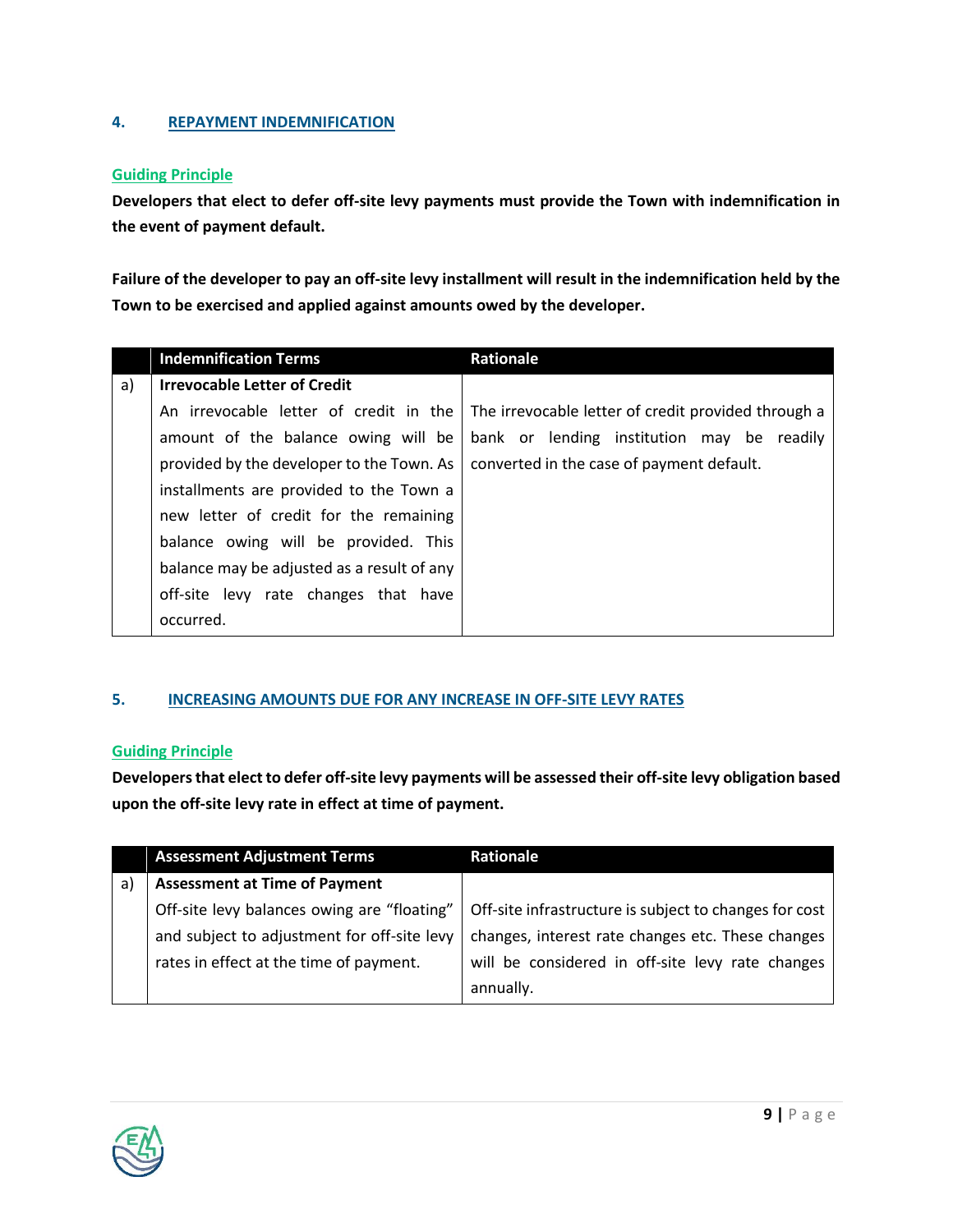## 4. REPAYMENT INDEMNIFICATION

### Guiding Principle

**Developers that elect to defer off-site levy payments must provide the Town with indemnification in the event of payment default.**

**Failure of the developer to pay an off-site levy installment will result in the indemnification held by the Town to be exercised and applied against amounts owed by the developer.**

| | Indemnification Terms | Rationale |
|---|---|---|
| a) | **Irrevocable Letter of Credit**<br>An irrevocable letter of credit in the amount of the balance owing will be provided by the developer to the Town. As installments are provided to the Town a new letter of credit for the remaining balance owing will be provided. This balance may be adjusted as a result of any off-site levy rate changes that have occurred. | The irrevocable letter of credit provided through a bank or lending institution may be readily converted in the case of payment default. |

## 5. INCREASING AMOUNTS DUE FOR ANY INCREASE IN OFF-SITE LEVY RATES

### Guiding Principle

**Developers that elect to defer off-site levy payments will be assessed their off-site levy obligation based upon the off-site levy rate in effect at time of payment.**

| | Assessment Adjustment Terms | Rationale |
|---|---|---|
| a) | **Assessment at Time of Payment**<br>Off-site levy balances owing are "floating" and subject to adjustment for off-site levy rates in effect at the time of payment. | Off-site infrastructure is subject to changes for cost changes, interest rate changes etc. These changes will be considered in off-site levy rate changes annually. |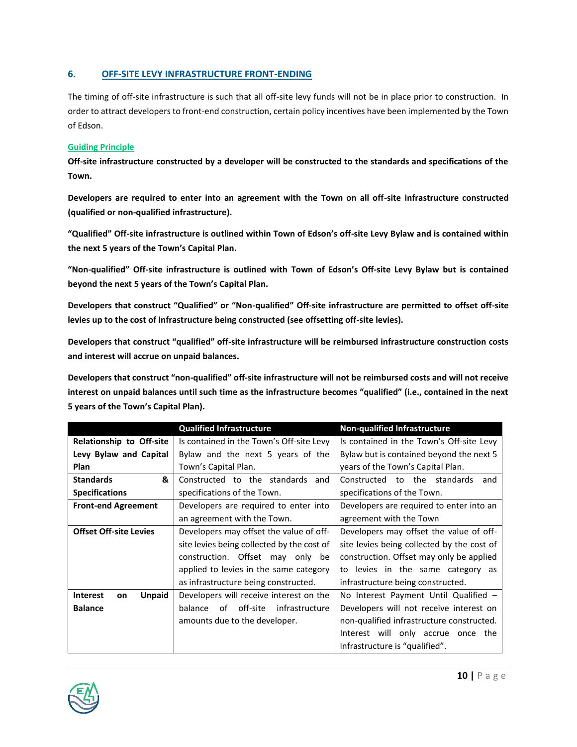## 6. OFF-SITE LEVY INFRASTRUCTURE FRONT-ENDING

The timing of off-site infrastructure is such that all off-site levy funds will not be in place prior to construction. In order to attract developers to front-end construction, certain policy incentives have been implemented by the Town of Edson.

### Guiding Principle

**Off-site infrastructure constructed by a developer will be constructed to the standards and specifications of the Town.**

**Developers are required to enter into an agreement with the Town on all off-site infrastructure constructed (qualified or non-qualified infrastructure).**

**"Qualified" Off-site infrastructure is outlined within Town of Edson's off-site Levy Bylaw and is contained within the next 5 years of the Town's Capital Plan.**

**"Non-qualified" Off-site infrastructure is outlined with Town of Edson's Off-site Levy Bylaw but is contained beyond the next 5 years of the Town's Capital Plan.**

**Developers that construct "Qualified" or "Non-qualified" Off-site infrastructure are permitted to offset off-site levies up to the cost of infrastructure being constructed (see offsetting off-site levies).**

**Developers that construct "qualified" off-site infrastructure will be reimbursed infrastructure construction costs and interest will accrue on unpaid balances.**

**Developers that construct "non-qualified" off-site infrastructure will not be reimbursed costs and will not receive interest on unpaid balances until such time as the infrastructure becomes "qualified" (i.e., contained in the next 5 years of the Town's Capital Plan).**

| | Qualified Infrastructure | Non-qualified Infrastructure |
|---|---|---|
| **Relationship to Off-site Levy Bylaw and Capital Plan** | Is contained in the Town's Off-site Levy Bylaw and the next 5 years of the Town's Capital Plan. | Is contained in the Town's Off-site Levy Bylaw but is contained beyond the next 5 years of the Town's Capital Plan. |
| **Standards & Specifications** | Constructed to the standards and specifications of the Town. | Constructed to the standards and specifications of the Town. |
| **Front-end Agreement** | Developers are required to enter into an agreement with the Town. | Developers are required to enter into an agreement with the Town |
| **Offset Off-site Levies** | Developers may offset the value of off-site levies being collected by the cost of construction. Offset may only be applied to levies in the same category as infrastructure being constructed. | Developers may offset the value of off-site levies being collected by the cost of construction. Offset may only be applied to levies in the same category as infrastructure being constructed. |
| **Interest on Unpaid Balance** | Developers will receive interest on the balance of off-site infrastructure amounts due to the developer. | No Interest Payment Until Qualified – Developers will not receive interest on non-qualified infrastructure constructed. Interest will only accrue once the infrastructure is "qualified". |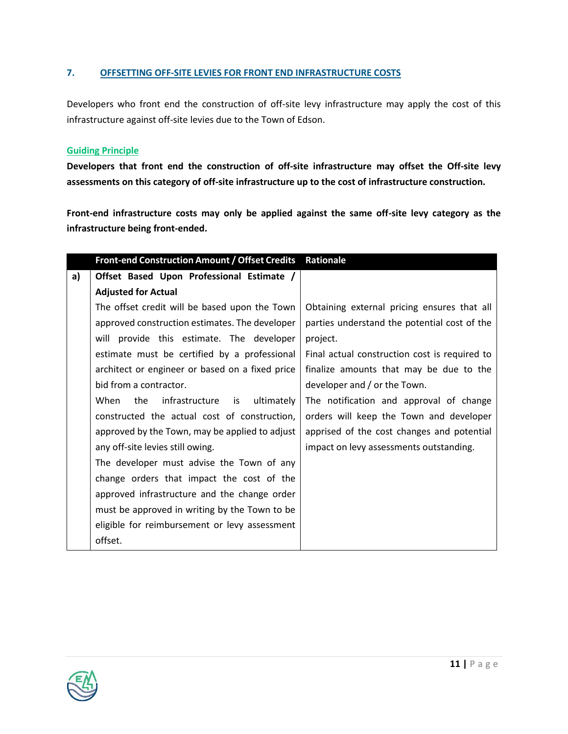## 7. OFFSETTING OFF-SITE LEVIES FOR FRONT END INFRASTRUCTURE COSTS

Developers who front end the construction of off-site levy infrastructure may apply the cost of this infrastructure against off-site levies due to the Town of Edson.

### Guiding Principle

**Developers that front end the construction of off-site infrastructure may offset the Off-site levy assessments on this category of off-site infrastructure up to the cost of infrastructure construction.**

**Front-end infrastructure costs may only be applied against the same off-site levy category as the infrastructure being front-ended.**

| | Front-end Construction Amount / Offset Credits | Rationale |
|---|---|---|
| a) | **Offset Based Upon Professional Estimate / Adjusted for Actual**<br>The offset credit will be based upon the Town approved construction estimates. The developer will provide this estimate. The developer estimate must be certified by a professional architect or engineer or based on a fixed price bid from a contractor.<br>When the infrastructure is ultimately constructed the actual cost of construction, approved by the Town, may be applied to adjust any off-site levies still owing.<br>The developer must advise the Town of any change orders that impact the cost of the approved infrastructure and the change order must be approved in writing by the Town to be eligible for reimbursement or levy assessment offset. | Obtaining external pricing ensures that all parties understand the potential cost of the project.<br>Final actual construction cost is required to finalize amounts that may be due to the developer and / or the Town.<br>The notification and approval of change orders will keep the Town and developer apprised of the cost changes and potential impact on levy assessments outstanding. |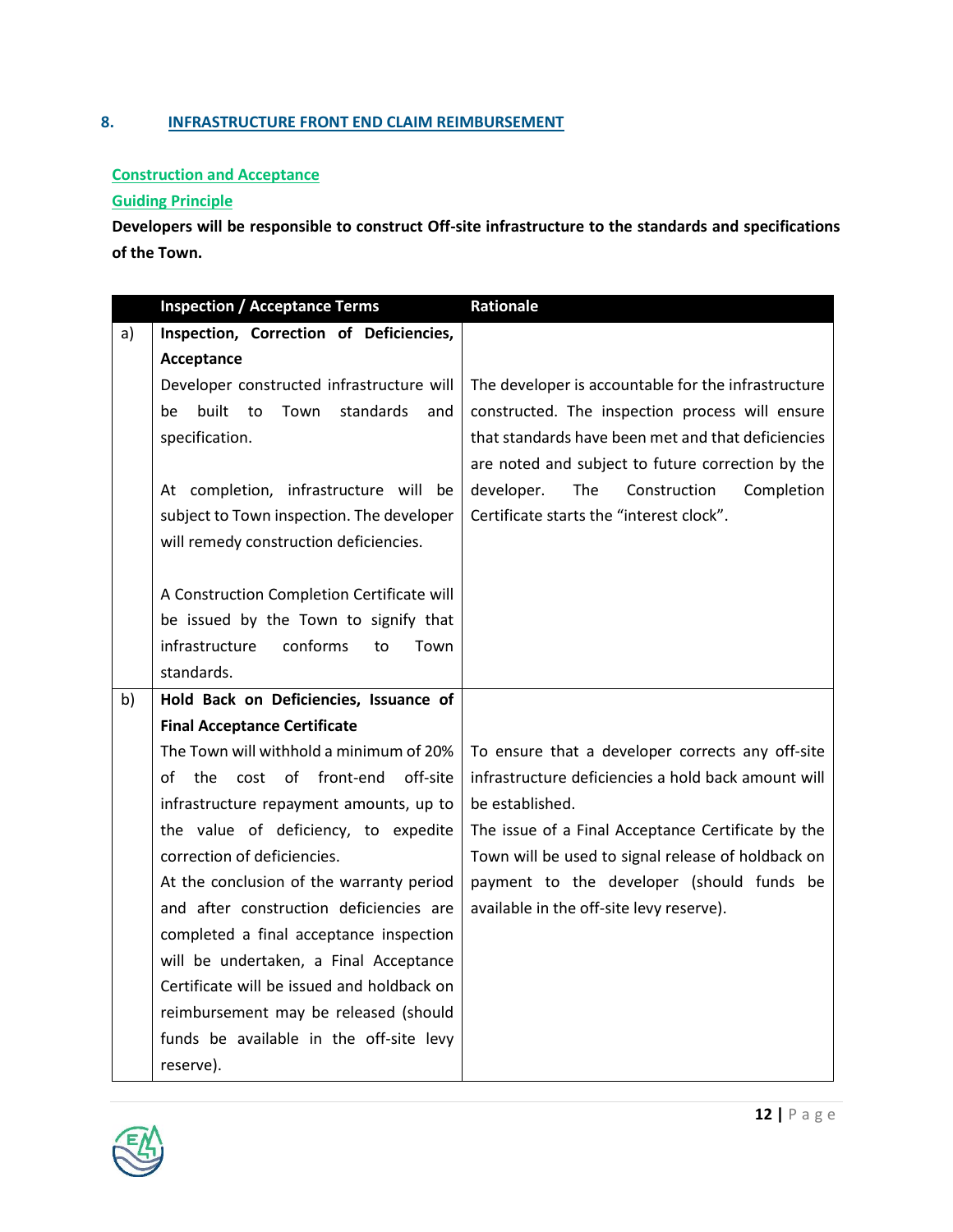## 8. INFRASTRUCTURE FRONT END CLAIM REIMBURSEMENT

### Construction and Acceptance

### Guiding Principle

**Developers will be responsible to construct Off-site infrastructure to the standards and specifications of the Town.**

| | Inspection / Acceptance Terms | Rationale |
|---|---|---|
| a) | **Inspection, Correction of Deficiencies, Acceptance**<br>Developer constructed infrastructure will be built to Town standards and specification.<br><br>At completion, infrastructure will be subject to Town inspection. The developer will remedy construction deficiencies.<br><br>A Construction Completion Certificate will be issued by the Town to signify that infrastructure conforms to Town standards. | The developer is accountable for the infrastructure constructed. The inspection process will ensure that standards have been met and that deficiencies are noted and subject to future correction by the developer. The Construction Completion Certificate starts the "interest clock". |
| b) | **Hold Back on Deficiencies, Issuance of Final Acceptance Certificate**<br>The Town will withhold a minimum of 20% of the cost of front-end off-site infrastructure repayment amounts, up to the value of deficiency, to expedite correction of deficiencies.<br>At the conclusion of the warranty period and after construction deficiencies are completed a final acceptance inspection will be undertaken, a Final Acceptance Certificate will be issued and holdback on reimbursement may be released (should funds be available in the off-site levy reserve). | To ensure that a developer corrects any off-site infrastructure deficiencies a hold back amount will be established.<br>The issue of a Final Acceptance Certificate by the Town will be used to signal release of holdback on payment to the developer (should funds be available in the off-site levy reserve). |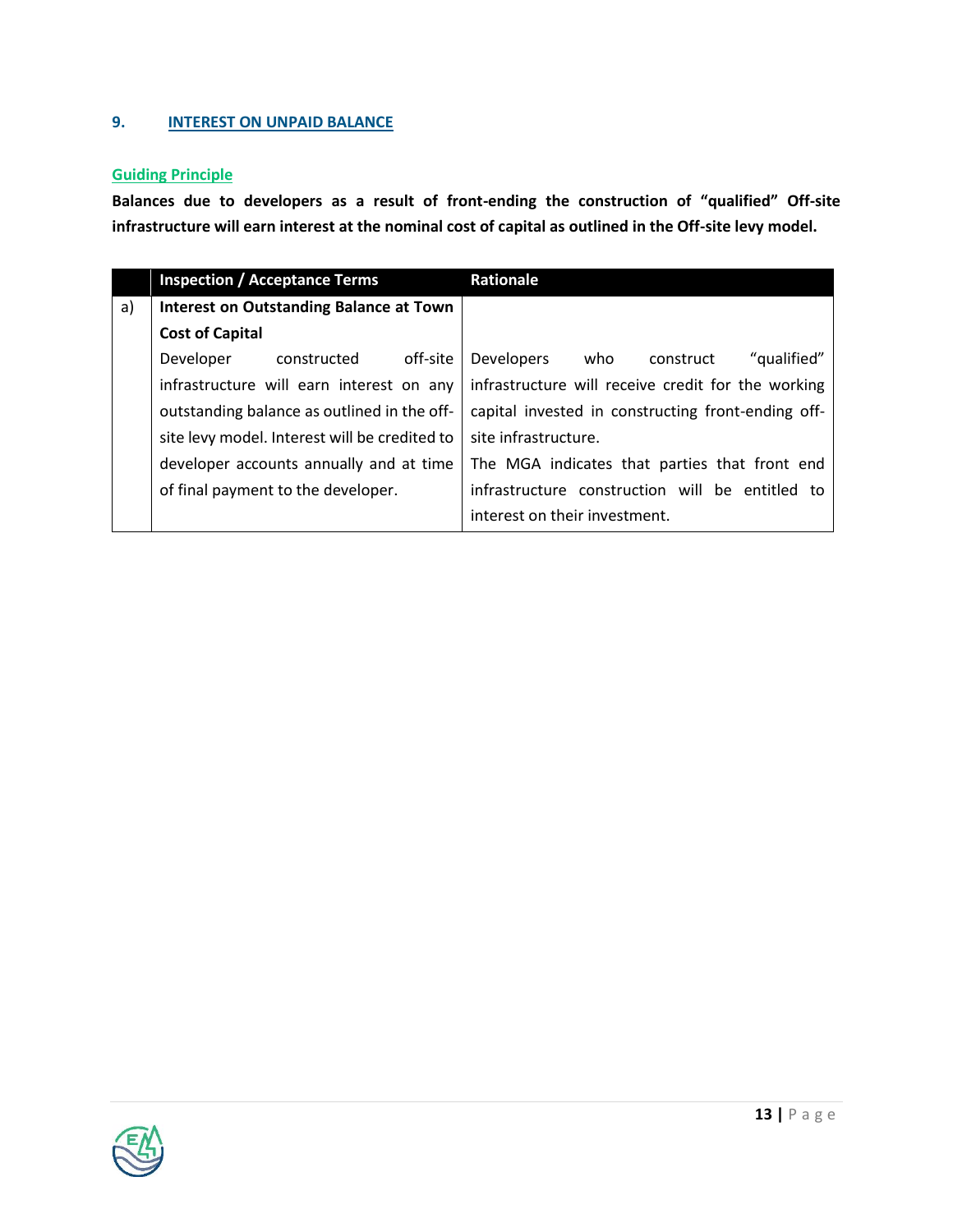## 9. INTEREST ON UNPAID BALANCE

### Guiding Principle

**Balances due to developers as a result of front-ending the construction of "qualified" Off-site infrastructure will earn interest at the nominal cost of capital as outlined in the Off-site levy model.**

| | Inspection / Acceptance Terms | Rationale |
|---|---|---|
| a) | **Interest on Outstanding Balance at Town Cost of Capital**<br>Developer constructed off-site infrastructure will earn interest on any outstanding balance as outlined in the off-site levy model. Interest will be credited to developer accounts annually and at time of final payment to the developer. | Developers who construct "qualified" infrastructure will receive credit for the working capital invested in constructing front-ending off-site infrastructure.<br>The MGA indicates that parties that front end infrastructure construction will be entitled to interest on their investment. |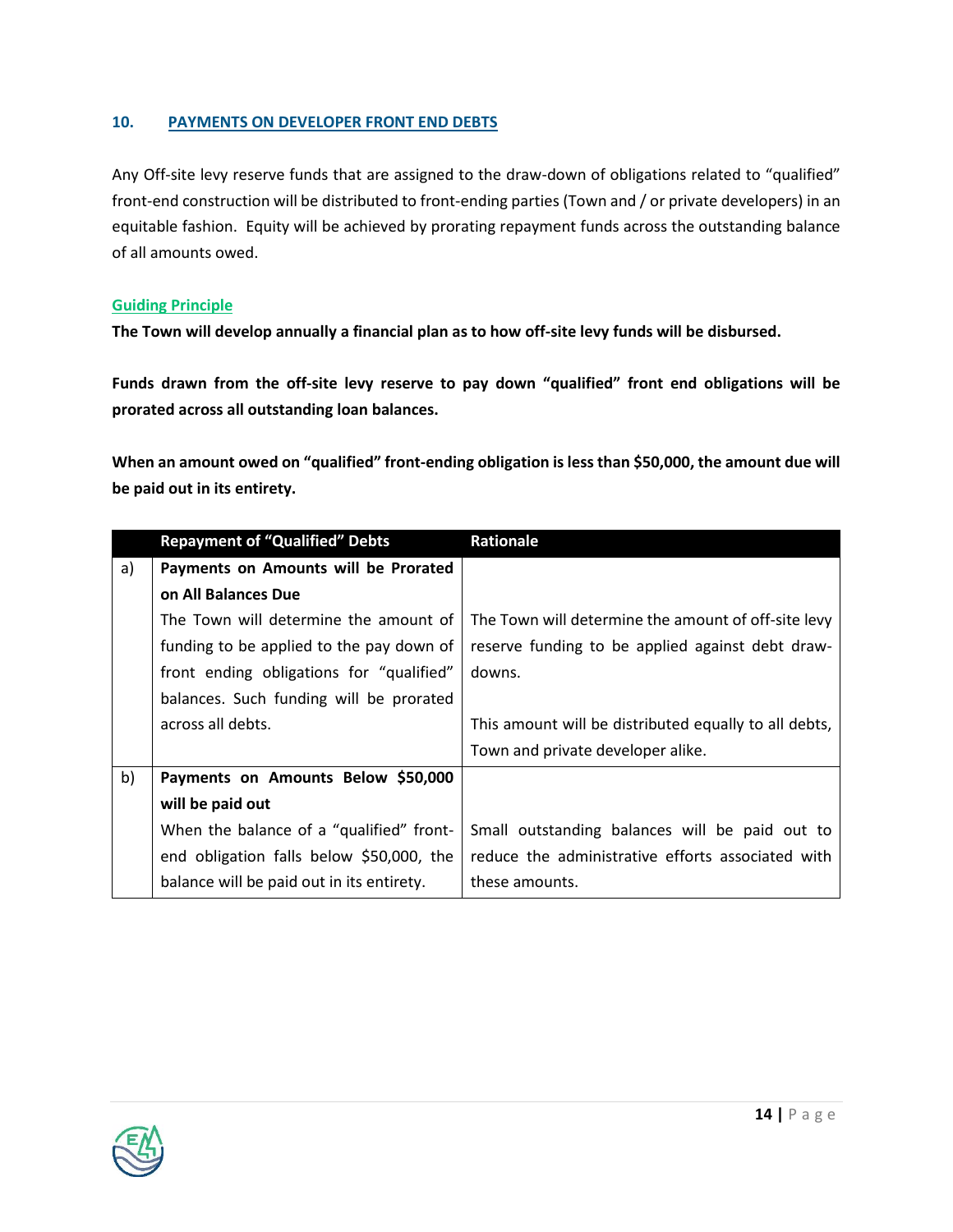## 10. PAYMENTS ON DEVELOPER FRONT END DEBTS

Any Off-site levy reserve funds that are assigned to the draw-down of obligations related to "qualified" front-end construction will be distributed to front-ending parties (Town and / or private developers) in an equitable fashion. Equity will be achieved by prorating repayment funds across the outstanding balance of all amounts owed.

### Guiding Principle

**The Town will develop annually a financial plan as to how off-site levy funds will be disbursed.**

**Funds drawn from the off-site levy reserve to pay down "qualified" front end obligations will be prorated across all outstanding loan balances.**

**When an amount owed on "qualified" front-ending obligation is less than $50,000, the amount due will be paid out in its entirety.**

| | Repayment of "Qualified" Debts | Rationale |
|---|---|---|
| a) | **Payments on Amounts will be Prorated on All Balances Due**<br>The Town will determine the amount of funding to be applied to the pay down of front ending obligations for "qualified" balances. Such funding will be prorated across all debts. | The Town will determine the amount of off-site levy reserve funding to be applied against debt draw-downs.<br><br>This amount will be distributed equally to all debts, Town and private developer alike. |
| b) | **Payments on Amounts Below $50,000 will be paid out**<br>When the balance of a "qualified" front-end obligation falls below $50,000, the balance will be paid out in its entirety. | Small outstanding balances will be paid out to reduce the administrative efforts associated with these amounts. |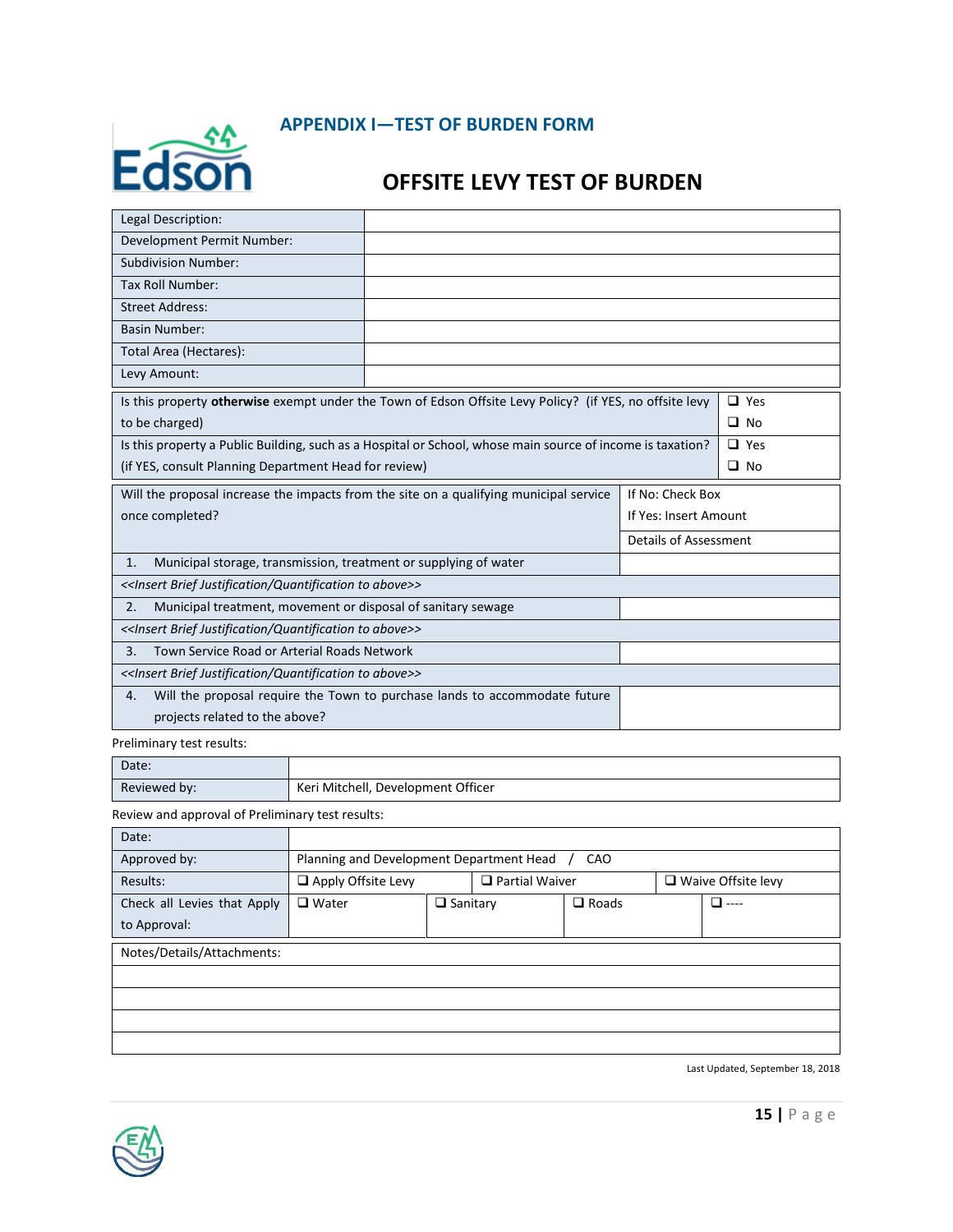## APPENDIX I—TEST OF BURDEN FORM

# OFFSITE LEVY TEST OF BURDEN

| | |
|---|---|
| Legal Description: | |
| Development Permit Number: | |
| Subdivision Number: | |
| Tax Roll Number: | |
| Street Address: | |
| Basin Number: | |
| Total Area (Hectares): | |
| Levy Amount: | |

| | |
|---|---|
| Is this property **otherwise** exempt under the Town of Edson Offsite Levy Policy? (if YES, no offsite levy to be charged) | ❑ Yes<br>❑ No |
| Is this property a Public Building, such as a Hospital or School, whose main source of income is taxation? (if YES, consult Planning Department Head for review) | ❑ Yes<br>❑ No |

| | |
|---|---|
| Will the proposal increase the impacts from the site on a qualifying municipal service once completed? | If No: Check Box<br>If Yes: Insert Amount |
| | Details of Assessment |
| 1. Municipal storage, transmission, treatment or supplying of water | |
| *<<Insert Brief Justification/Quantification to above>>* | |
| 2. Municipal treatment, movement or disposal of sanitary sewage | |
| *<<Insert Brief Justification/Quantification to above>>* | |
| 3. Town Service Road or Arterial Roads Network | |
| *<<Insert Brief Justification/Quantification to above>>* | |
| 4. Will the proposal require the Town to purchase lands to accommodate future projects related to the above? | |

Preliminary test results:

| | |
|---|---|
| Date: | |
| Reviewed by: | Keri Mitchell, Development Officer |

Review and approval of Preliminary test results:

| | | | | |
|---|---|---|---|---|
| Date: | | | | |
| Approved by: | Planning and Development Department Head / CAO | | | |
| Results: | ❑ Apply Offsite Levy | ❑ Partial Waiver | ❑ Waive Offsite levy | |
| Check all Levies that Apply to Approval: | ❑ Water | ❑ Sanitary | ❑ Roads | ❑ ---- |

| |
|---|
| Notes/Details/Attachments: |
| |
| |
| |
| |

Last Updated, September 18, 2018